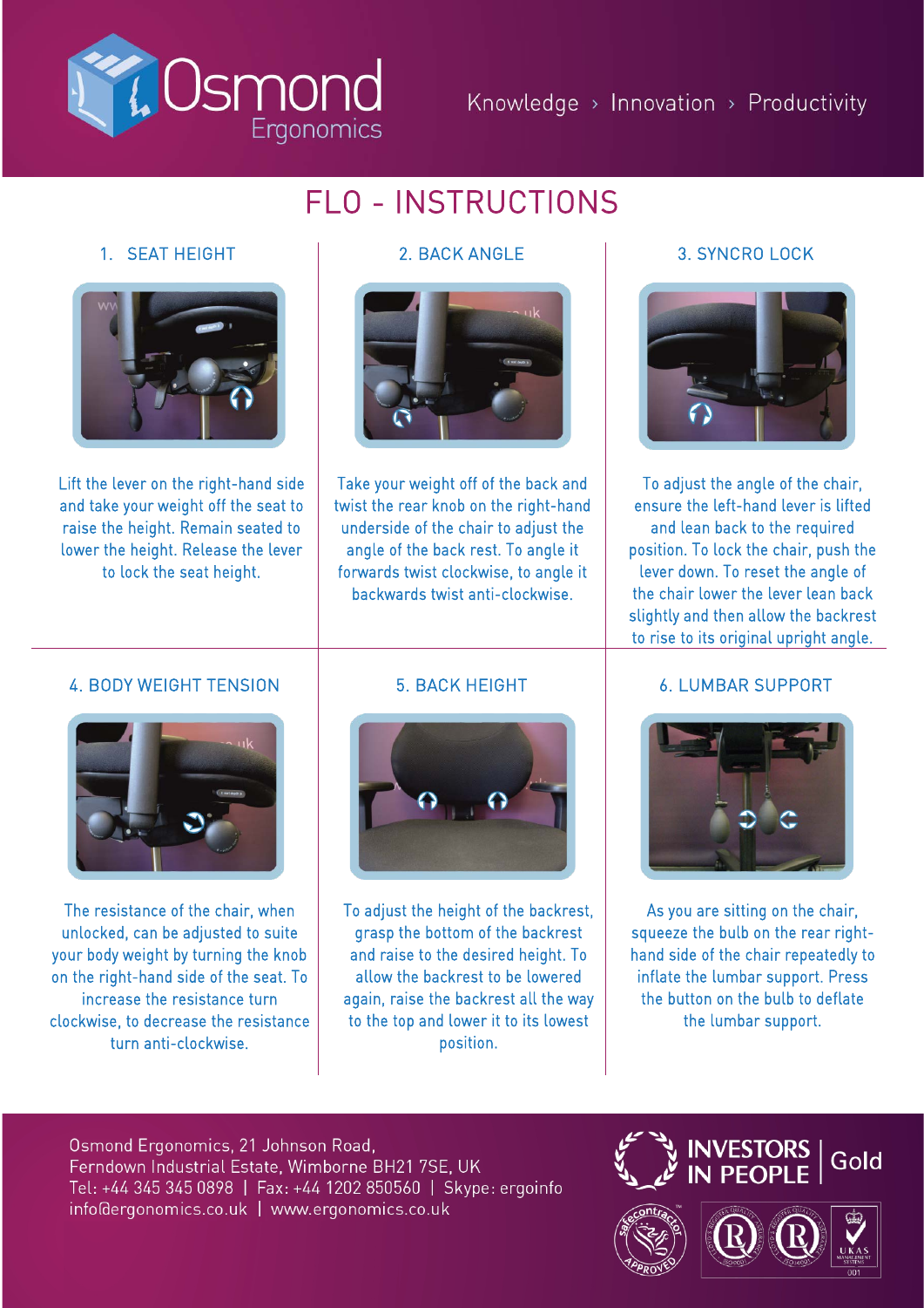Osmond Ergonomics

Knowledge › Innovation › Productivity

# FLO - INSTRUCTIONS

## 1. SEAT HEIGHT

Lift the lever on the right-hand side and take your weight off the seat to raise the height. Remain seated to lower the height. Release the lever to lock the seat height.

## 2. BACK ANGLE

Take your weight off of the back and twist the rear knob on the right-hand underside of the chair to adjust the angle of the back rest. To angle it forwards twist clockwise, to angle it backwards twist anti-clockwise.

## 3. SYNCRO LOCK

To adjust the angle of the chair, ensure the left-hand lever is lifted and lean back to the required position. To lock the chair, push the lever down. To reset the angle of the chair lower the lever lean back slightly and then allow the backrest to rise to its original upright angle.

## 4. BODY WEIGHT TENSION

The resistance of the chair, when unlocked, can be adjusted to suite your body weight by turning the knob on the right-hand side of the seat. To increase the resistance turn clockwise, to decrease the resistance turn anti-clockwise.

## 5. BACK HEIGHT

To adjust the height of the backrest, grasp the bottom of the backrest and raise to the desired height. To allow the backrest to be lowered again, raise the backrest all the way to the top and lower it to its lowest position.

## 6. LUMBAR SUPPORT

As you are sitting on the chair, squeeze the bulb on the rear right-hand side of the chair repeatedly to inflate the lumbar support. Press the button on the bulb to deflate the lumbar support.

Osmond Ergonomics, 21 Johnson Road,
Ferndown Industrial Estate, Wimborne BH21 7SE, UK
Tel: +44 345 345 0898 | Fax: +44 1202 850560 | Skype: ergoinfo
info@ergonomics.co.uk | www.ergonomics.co.uk

INVESTORS IN PEOPLE | Gold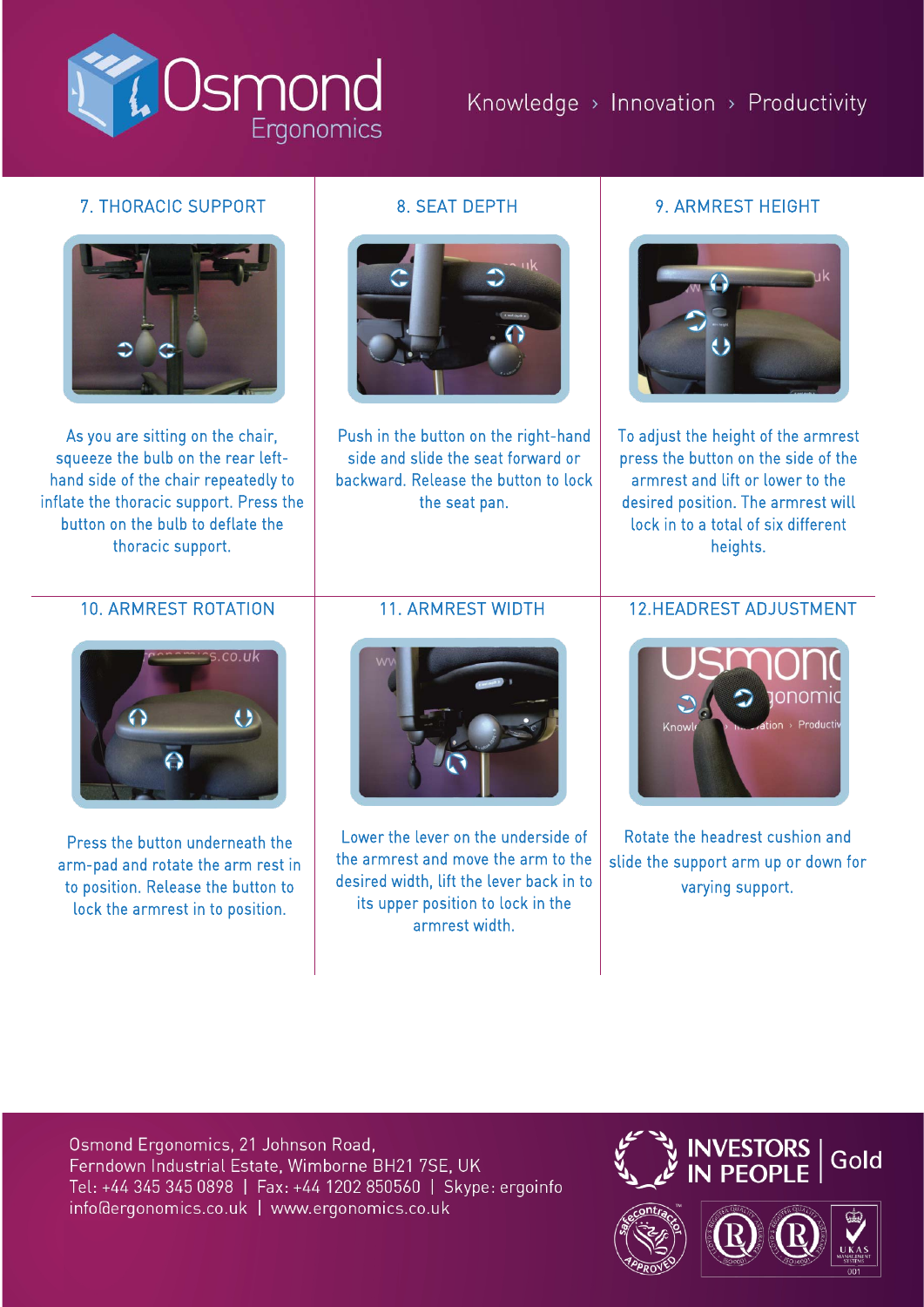## 7. THORACIC SUPPORT

As you are sitting on the chair, squeeze the bulb on the rear left-hand side of the chair repeatedly to inflate the thoracic support. Press the button on the bulb to deflate the thoracic support.

## 8. SEAT DEPTH

Push in the button on the right-hand side and slide the seat forward or backward. Release the button to lock the seat pan.

## 9. ARMREST HEIGHT

To adjust the height of the armrest press the button on the side of the armrest and lift or lower to the desired position. The armrest will lock in to a total of six different heights.

## 10. ARMREST ROTATION

Press the button underneath the arm-pad and rotate the arm rest in to position. Release the button to lock the armrest in to position.

## 11. ARMREST WIDTH

Lower the lever on the underside of the armrest and move the arm to the desired width, lift the lever back in to its upper position to lock in the armrest width.

## 12.HEADREST ADJUSTMENT

Rotate the headrest cushion and slide the support arm up or down for varying support.

Osmond Ergonomics, 21 Johnson Road,
Ferndown Industrial Estate, Wimborne BH21 7SE, UK
Tel: +44 345 345 0898 | Fax: +44 1202 850560 | Skype: ergoinfo
info@ergonomics.co.uk | www.ergonomics.co.uk